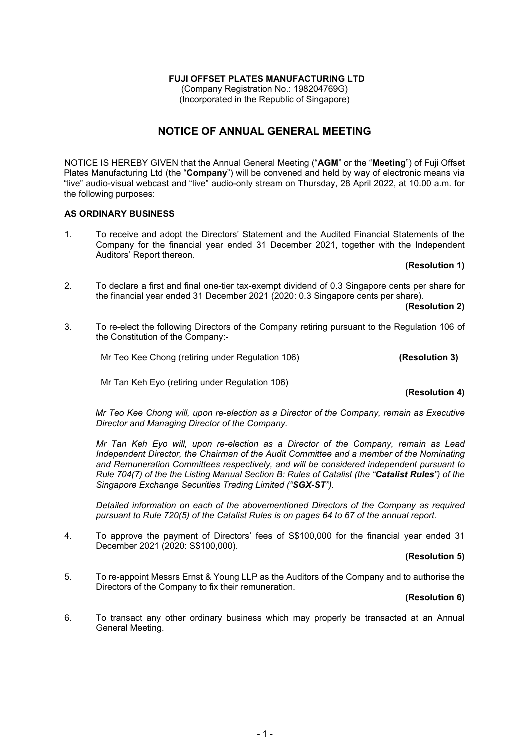**FUJI OFFSET PLATES MANUFACTURING LTD**
(Company Registration No.: 198204769G)
(Incorporated in the Republic of Singapore)

# NOTICE OF ANNUAL GENERAL MEETING

NOTICE IS HEREBY GIVEN that the Annual General Meeting ("**AGM**" or the "**Meeting**") of Fuji Offset Plates Manufacturing Ltd (the "**Company**") will be convened and held by way of electronic means via "live" audio-visual webcast and "live" audio-only stream on Thursday, 28 April 2022, at 10.00 a.m. for the following purposes:

## AS ORDINARY BUSINESS

1. To receive and adopt the Directors' Statement and the Audited Financial Statements of the Company for the financial year ended 31 December 2021, together with the Independent Auditors' Report thereon.

   **(Resolution 1)**

2. To declare a first and final one-tier tax-exempt dividend of 0.3 Singapore cents per share for the financial year ended 31 December 2021 (2020: 0.3 Singapore cents per share).

   **(Resolution 2)**

3. To re-elect the following Directors of the Company retiring pursuant to the Regulation 106 of the Constitution of the Company:-

   Mr Teo Kee Chong (retiring under Regulation 106) **(Resolution 3)**

   Mr Tan Keh Eyo (retiring under Regulation 106) **(Resolution 4)**

   *Mr Teo Kee Chong will, upon re-election as a Director of the Company, remain as Executive Director and Managing Director of the Company.*

   *Mr Tan Keh Eyo will, upon re-election as a Director of the Company, remain as Lead Independent Director, the Chairman of the Audit Committee and a member of the Nominating and Remuneration Committees respectively, and will be considered independent pursuant to Rule 704(7) of the the Listing Manual Section B: Rules of Catalist (the "**Catalist Rules**") of the Singapore Exchange Securities Trading Limited ("**SGX-ST**").*

   *Detailed information on each of the abovementioned Directors of the Company as required pursuant to Rule 720(5) of the Catalist Rules is on pages 64 to 67 of the annual report.*

4. To approve the payment of Directors' fees of S$100,000 for the financial year ended 31 December 2021 (2020: S$100,000).

   **(Resolution 5)**

5. To re-appoint Messrs Ernst & Young LLP as the Auditors of the Company and to authorise the Directors of the Company to fix their remuneration.

   **(Resolution 6)**

6. To transact any other ordinary business which may properly be transacted at an Annual General Meeting.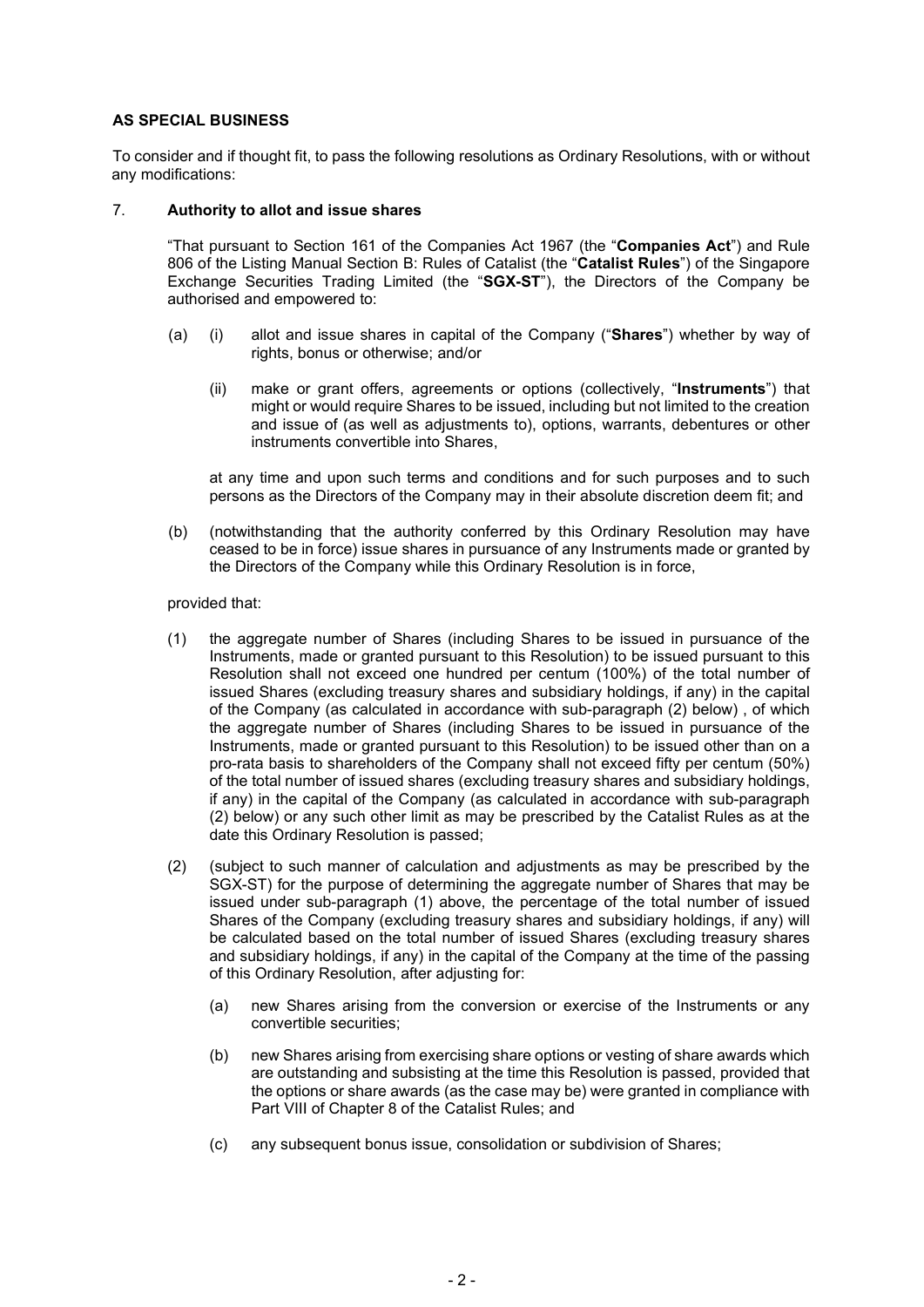**AS SPECIAL BUSINESS**

To consider and if thought fit, to pass the following resolutions as Ordinary Resolutions, with or without any modifications:

7. **Authority to allot and issue shares**

"That pursuant to Section 161 of the Companies Act 1967 (the "**Companies Act**") and Rule 806 of the Listing Manual Section B: Rules of Catalist (the "**Catalist Rules**") of the Singapore Exchange Securities Trading Limited (the "**SGX-ST**"), the Directors of the Company be authorised and empowered to:

(a) (i) allot and issue shares in capital of the Company ("**Shares**") whether by way of rights, bonus or otherwise; and/or

(ii) make or grant offers, agreements or options (collectively, "**Instruments**") that might or would require Shares to be issued, including but not limited to the creation and issue of (as well as adjustments to), options, warrants, debentures or other instruments convertible into Shares,

at any time and upon such terms and conditions and for such purposes and to such persons as the Directors of the Company may in their absolute discretion deem fit; and

(b) (notwithstanding that the authority conferred by this Ordinary Resolution may have ceased to be in force) issue shares in pursuance of any Instruments made or granted by the Directors of the Company while this Ordinary Resolution is in force,

provided that:

(1) the aggregate number of Shares (including Shares to be issued in pursuance of the Instruments, made or granted pursuant to this Resolution) to be issued pursuant to this Resolution shall not exceed one hundred per centum (100%) of the total number of issued Shares (excluding treasury shares and subsidiary holdings, if any) in the capital of the Company (as calculated in accordance with sub-paragraph (2) below) , of which the aggregate number of Shares (including Shares to be issued in pursuance of the Instruments, made or granted pursuant to this Resolution) to be issued other than on a pro-rata basis to shareholders of the Company shall not exceed fifty per centum (50%) of the total number of issued shares (excluding treasury shares and subsidiary holdings, if any) in the capital of the Company (as calculated in accordance with sub-paragraph (2) below) or any such other limit as may be prescribed by the Catalist Rules as at the date this Ordinary Resolution is passed;

(2) (subject to such manner of calculation and adjustments as may be prescribed by the SGX-ST) for the purpose of determining the aggregate number of Shares that may be issued under sub-paragraph (1) above, the percentage of the total number of issued Shares of the Company (excluding treasury shares and subsidiary holdings, if any) will be calculated based on the total number of issued Shares (excluding treasury shares and subsidiary holdings, if any) in the capital of the Company at the time of the passing of this Ordinary Resolution, after adjusting for:

(a) new Shares arising from the conversion or exercise of the Instruments or any convertible securities;

(b) new Shares arising from exercising share options or vesting of share awards which are outstanding and subsisting at the time this Resolution is passed, provided that the options or share awards (as the case may be) were granted in compliance with Part VIII of Chapter 8 of the Catalist Rules; and

(c) any subsequent bonus issue, consolidation or subdivision of Shares;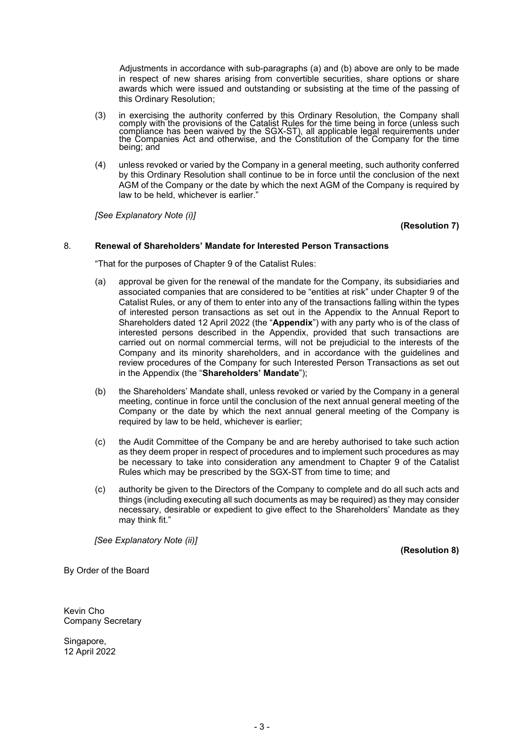Adjustments in accordance with sub-paragraphs (a) and (b) above are only to be made in respect of new shares arising from convertible securities, share options or share awards which were issued and outstanding or subsisting at the time of the passing of this Ordinary Resolution;

(3) in exercising the authority conferred by this Ordinary Resolution, the Company shall comply with the provisions of the Catalist Rules for the time being in force (unless such compliance has been waived by the SGX-ST), all applicable legal requirements under the Companies Act and otherwise, and the Constitution of the Company for the time being; and

(4) unless revoked or varied by the Company in a general meeting, such authority conferred by this Ordinary Resolution shall continue to be in force until the conclusion of the next AGM of the Company or the date by which the next AGM of the Company is required by law to be held, whichever is earlier."

*[See Explanatory Note (i)]*

**(Resolution 7)**

8. **Renewal of Shareholders' Mandate for Interested Person Transactions**

"That for the purposes of Chapter 9 of the Catalist Rules:

(a) approval be given for the renewal of the mandate for the Company, its subsidiaries and associated companies that are considered to be "entities at risk" under Chapter 9 of the Catalist Rules, or any of them to enter into any of the transactions falling within the types of interested person transactions as set out in the Appendix to the Annual Report to Shareholders dated 12 April 2022 (the "**Appendix**") with any party who is of the class of interested persons described in the Appendix, provided that such transactions are carried out on normal commercial terms, will not be prejudicial to the interests of the Company and its minority shareholders, and in accordance with the guidelines and review procedures of the Company for such Interested Person Transactions as set out in the Appendix (the "**Shareholders' Mandate**");

(b) the Shareholders' Mandate shall, unless revoked or varied by the Company in a general meeting, continue in force until the conclusion of the next annual general meeting of the Company or the date by which the next annual general meeting of the Company is required by law to be held, whichever is earlier;

(c) the Audit Committee of the Company be and are hereby authorised to take such action as they deem proper in respect of procedures and to implement such procedures as may be necessary to take into consideration any amendment to Chapter 9 of the Catalist Rules which may be prescribed by the SGX-ST from time to time; and

(c) authority be given to the Directors of the Company to complete and do all such acts and things (including executing all such documents as may be required) as they may consider necessary, desirable or expedient to give effect to the Shareholders' Mandate as they may think fit."

*[See Explanatory Note (ii)]*

**(Resolution 8)**

By Order of the Board

Kevin Cho
Company Secretary

Singapore,
12 April 2022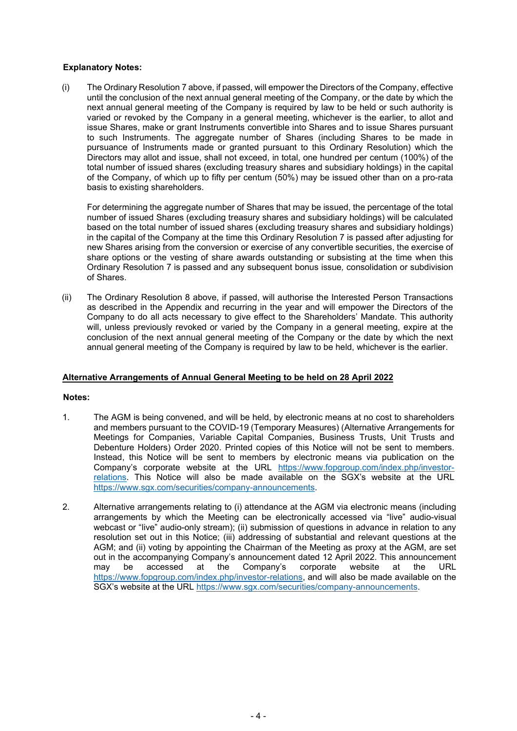**Explanatory Notes:**

(i) The Ordinary Resolution 7 above, if passed, will empower the Directors of the Company, effective until the conclusion of the next annual general meeting of the Company, or the date by which the next annual general meeting of the Company is required by law to be held or such authority is varied or revoked by the Company in a general meeting, whichever is the earlier, to allot and issue Shares, make or grant Instruments convertible into Shares and to issue Shares pursuant to such Instruments. The aggregate number of Shares (including Shares to be made in pursuance of Instruments made or granted pursuant to this Ordinary Resolution) which the Directors may allot and issue, shall not exceed, in total, one hundred per centum (100%) of the total number of issued shares (excluding treasury shares and subsidiary holdings) in the capital of the Company, of which up to fifty per centum (50%) may be issued other than on a pro-rata basis to existing shareholders.

For determining the aggregate number of Shares that may be issued, the percentage of the total number of issued Shares (excluding treasury shares and subsidiary holdings) will be calculated based on the total number of issued shares (excluding treasury shares and subsidiary holdings) in the capital of the Company at the time this Ordinary Resolution 7 is passed after adjusting for new Shares arising from the conversion or exercise of any convertible securities, the exercise of share options or the vesting of share awards outstanding or subsisting at the time when this Ordinary Resolution 7 is passed and any subsequent bonus issue, consolidation or subdivision of Shares.

(ii) The Ordinary Resolution 8 above, if passed, will authorise the Interested Person Transactions as described in the Appendix and recurring in the year and will empower the Directors of the Company to do all acts necessary to give effect to the Shareholders' Mandate. This authority will, unless previously revoked or varied by the Company in a general meeting, expire at the conclusion of the next annual general meeting of the Company or the date by which the next annual general meeting of the Company is required by law to be held, whichever is the earlier.

**Alternative Arrangements of Annual General Meeting to be held on 28 April 2022**

**Notes:**

1. The AGM is being convened, and will be held, by electronic means at no cost to shareholders and members pursuant to the COVID-19 (Temporary Measures) (Alternative Arrangements for Meetings for Companies, Variable Capital Companies, Business Trusts, Unit Trusts and Debenture Holders) Order 2020. Printed copies of this Notice will not be sent to members. Instead, this Notice will be sent to members by electronic means via publication on the Company's corporate website at the URL https://www.fopgroup.com/index.php/investor-relations. This Notice will also be made available on the SGX's website at the URL https://www.sgx.com/securities/company-announcements.

2. Alternative arrangements relating to (i) attendance at the AGM via electronic means (including arrangements by which the Meeting can be electronically accessed via "live" audio-visual webcast or "live" audio-only stream); (ii) submission of questions in advance in relation to any resolution set out in this Notice; (iii) addressing of substantial and relevant questions at the AGM; and (ii) voting by appointing the Chairman of the Meeting as proxy at the AGM, are set out in the accompanying Company's announcement dated 12 April 2022. This announcement may be accessed at the Company's corporate website at the URL https://www.fopgroup.com/index.php/investor-relations, and will also be made available on the SGX's website at the URL https://www.sgx.com/securities/company-announcements.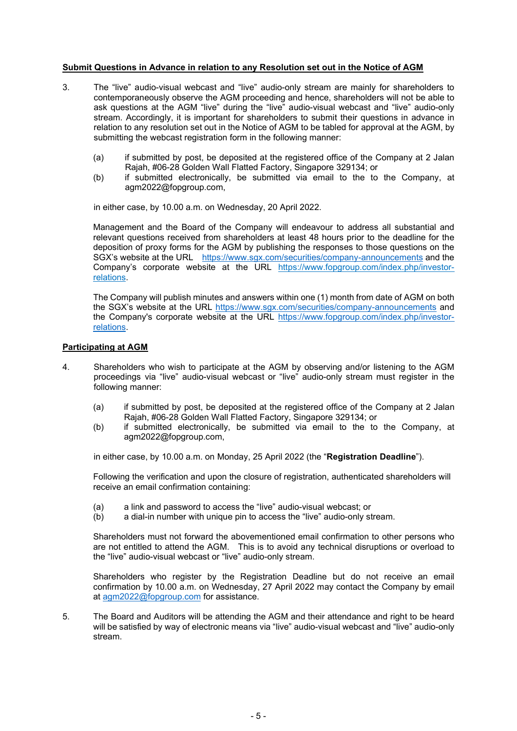**Submit Questions in Advance in relation to any Resolution set out in the Notice of AGM**

3. The "live" audio-visual webcast and "live" audio-only stream are mainly for shareholders to contemporaneously observe the AGM proceeding and hence, shareholders will not be able to ask questions at the AGM "live" during the "live" audio-visual webcast and "live" audio-only stream. Accordingly, it is important for shareholders to submit their questions in advance in relation to any resolution set out in the Notice of AGM to be tabled for approval at the AGM, by submitting the webcast registration form in the following manner:

   (a) if submitted by post, be deposited at the registered office of the Company at 2 Jalan Rajah, #06-28 Golden Wall Flatted Factory, Singapore 329134; or
   (b) if submitted electronically, be submitted via email to the to the Company, at agm2022@fopgroup.com,

   in either case, by 10.00 a.m. on Wednesday, 20 April 2022.

   Management and the Board of the Company will endeavour to address all substantial and relevant questions received from shareholders at least 48 hours prior to the deadline for the deposition of proxy forms for the AGM by publishing the responses to those questions on the SGX's website at the URL https://www.sgx.com/securities/company-announcements and the Company's corporate website at the URL https://www.fopgroup.com/index.php/investor-relations.

   The Company will publish minutes and answers within one (1) month from date of AGM on both the SGX's website at the URL https://www.sgx.com/securities/company-announcements and the Company's corporate website at the URL https://www.fopgroup.com/index.php/investor-relations.

**Participating at AGM**

4. Shareholders who wish to participate at the AGM by observing and/or listening to the AGM proceedings via "live" audio-visual webcast or "live" audio-only stream must register in the following manner:

   (a) if submitted by post, be deposited at the registered office of the Company at 2 Jalan Rajah, #06-28 Golden Wall Flatted Factory, Singapore 329134; or
   (b) if submitted electronically, be submitted via email to the to the Company, at agm2022@fopgroup.com,

   in either case, by 10.00 a.m. on Monday, 25 April 2022 (the "**Registration Deadline**").

   Following the verification and upon the closure of registration, authenticated shareholders will receive an email confirmation containing:

   (a) a link and password to access the "live" audio-visual webcast; or
   (b) a dial-in number with unique pin to access the "live" audio-only stream.

   Shareholders must not forward the abovementioned email confirmation to other persons who are not entitled to attend the AGM. This is to avoid any technical disruptions or overload to the "live" audio-visual webcast or "live" audio-only stream.

   Shareholders who register by the Registration Deadline but do not receive an email confirmation by 10.00 a.m. on Wednesday, 27 April 2022 may contact the Company by email at agm2022@fopgroup.com for assistance.

5. The Board and Auditors will be attending the AGM and their attendance and right to be heard will be satisfied by way of electronic means via "live" audio-visual webcast and "live" audio-only stream.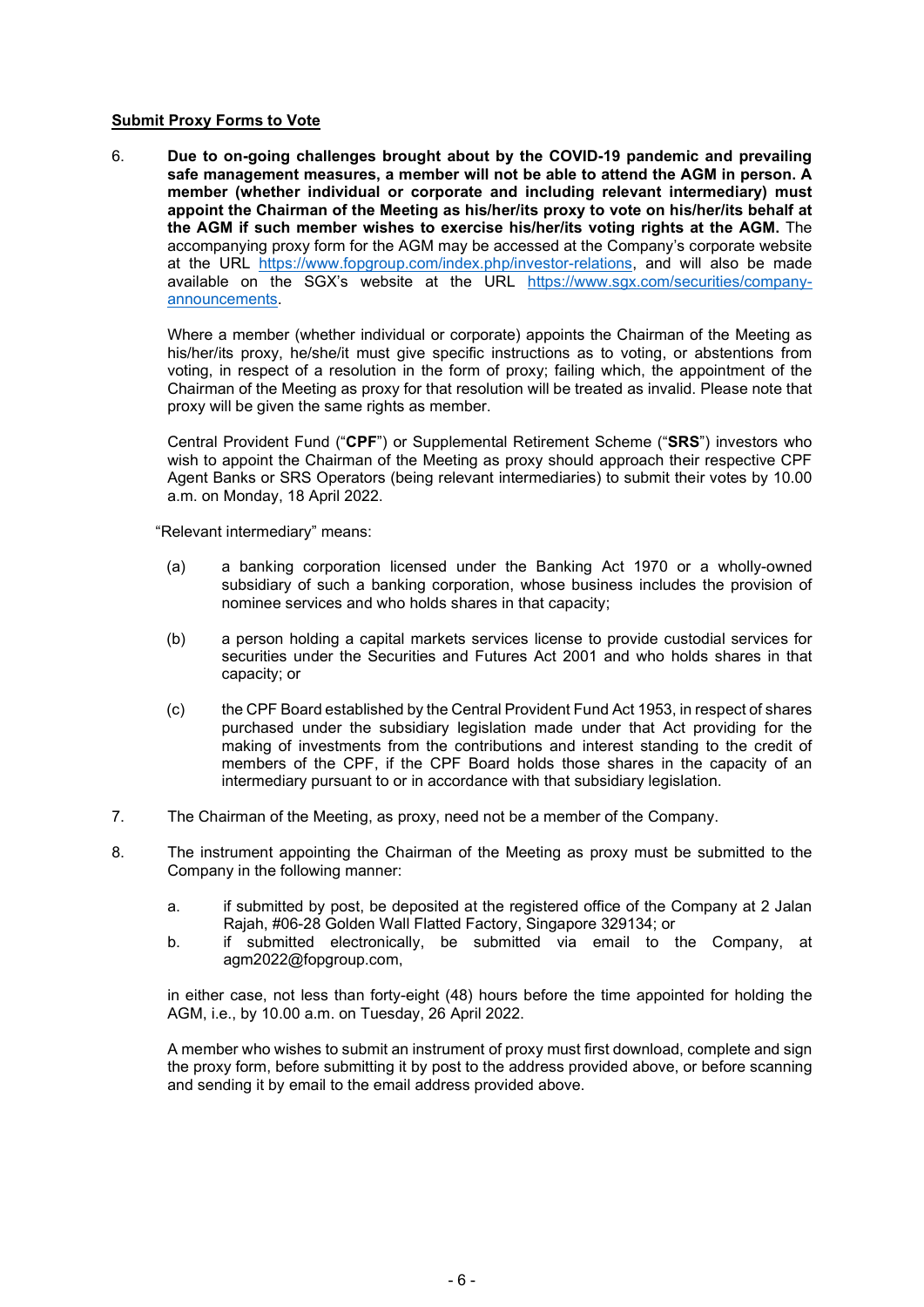**Submit Proxy Forms to Vote**

6. **Due to on-going challenges brought about by the COVID-19 pandemic and prevailing safe management measures, a member will not be able to attend the AGM in person. A member (whether individual or corporate and including relevant intermediary) must appoint the Chairman of the Meeting as his/her/its proxy to vote on his/her/its behalf at the AGM if such member wishes to exercise his/her/its voting rights at the AGM.** The accompanying proxy form for the AGM may be accessed at the Company's corporate website at the URL https://www.fopgroup.com/index.php/investor-relations, and will also be made available on the SGX's website at the URL https://www.sgx.com/securities/company-announcements.

   Where a member (whether individual or corporate) appoints the Chairman of the Meeting as his/her/its proxy, he/she/it must give specific instructions as to voting, or abstentions from voting, in respect of a resolution in the form of proxy; failing which, the appointment of the Chairman of the Meeting as proxy for that resolution will be treated as invalid. Please note that proxy will be given the same rights as member.

   Central Provident Fund ("**CPF**") or Supplemental Retirement Scheme ("**SRS**") investors who wish to appoint the Chairman of the Meeting as proxy should approach their respective CPF Agent Banks or SRS Operators (being relevant intermediaries) to submit their votes by 10.00 a.m. on Monday, 18 April 2022.

   "Relevant intermediary" means:

   (a) a banking corporation licensed under the Banking Act 1970 or a wholly-owned subsidiary of such a banking corporation, whose business includes the provision of nominee services and who holds shares in that capacity;

   (b) a person holding a capital markets services license to provide custodial services for securities under the Securities and Futures Act 2001 and who holds shares in that capacity; or

   (c) the CPF Board established by the Central Provident Fund Act 1953, in respect of shares purchased under the subsidiary legislation made under that Act providing for the making of investments from the contributions and interest standing to the credit of members of the CPF, if the CPF Board holds those shares in the capacity of an intermediary pursuant to or in accordance with that subsidiary legislation.

7. The Chairman of the Meeting, as proxy, need not be a member of the Company.

8. The instrument appointing the Chairman of the Meeting as proxy must be submitted to the Company in the following manner:

   a. if submitted by post, be deposited at the registered office of the Company at 2 Jalan Rajah, #06-28 Golden Wall Flatted Factory, Singapore 329134; or
   b. if submitted electronically, be submitted via email to the Company, at agm2022@fopgroup.com,

   in either case, not less than forty-eight (48) hours before the time appointed for holding the AGM, i.e., by 10.00 a.m. on Tuesday, 26 April 2022.

   A member who wishes to submit an instrument of proxy must first download, complete and sign the proxy form, before submitting it by post to the address provided above, or before scanning and sending it by email to the email address provided above.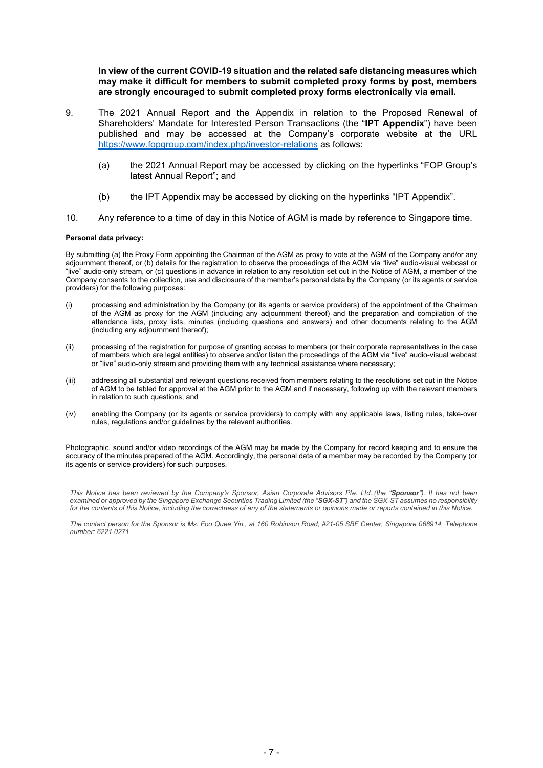**In view of the current COVID-19 situation and the related safe distancing measures which may make it difficult for members to submit completed proxy forms by post, members are strongly encouraged to submit completed proxy forms electronically via email.**

9. The 2021 Annual Report and the Appendix in relation to the Proposed Renewal of Shareholders' Mandate for Interested Person Transactions (the "**IPT Appendix**") have been published and may be accessed at the Company's corporate website at the URL https://www.fopgroup.com/index.php/investor-relations as follows:

   (a) the 2021 Annual Report may be accessed by clicking on the hyperlinks "FOP Group's latest Annual Report"; and

   (b) the IPT Appendix may be accessed by clicking on the hyperlinks "IPT Appendix".

10. Any reference to a time of day in this Notice of AGM is made by reference to Singapore time.

**Personal data privacy:**

By submitting (a) the Proxy Form appointing the Chairman of the AGM as proxy to vote at the AGM of the Company and/or any adjournment thereof, or (b) details for the registration to observe the proceedings of the AGM via "live" audio-visual webcast or "live" audio-only stream, or (c) questions in advance in relation to any resolution set out in the Notice of AGM, a member of the Company consents to the collection, use and disclosure of the member's personal data by the Company (or its agents or service providers) for the following purposes:

(i) processing and administration by the Company (or its agents or service providers) of the appointment of the Chairman of the AGM as proxy for the AGM (including any adjournment thereof) and the preparation and compilation of the attendance lists, proxy lists, minutes (including questions and answers) and other documents relating to the AGM (including any adjournment thereof);

(ii) processing of the registration for purpose of granting access to members (or their corporate representatives in the case of members which are legal entities) to observe and/or listen the proceedings of the AGM via "live" audio-visual webcast or "live" audio-only stream and providing them with any technical assistance where necessary;

(iii) addressing all substantial and relevant questions received from members relating to the resolutions set out in the Notice of AGM to be tabled for approval at the AGM prior to the AGM and if necessary, following up with the relevant members in relation to such questions; and

(iv) enabling the Company (or its agents or service providers) to comply with any applicable laws, listing rules, take-over rules, regulations and/or guidelines by the relevant authorities.

Photographic, sound and/or video recordings of the AGM may be made by the Company for record keeping and to ensure the accuracy of the minutes prepared of the AGM. Accordingly, the personal data of a member may be recorded by the Company (or its agents or service providers) for such purposes.

---

*This Notice has been reviewed by the Company's Sponsor, Asian Corporate Advisors Pte. Ltd.,(the "**Sponsor**"). It has not been examined or approved by the Singapore Exchange Securities Trading Limited (the "**SGX-ST**") and the SGX-ST assumes no responsibility for the contents of this Notice, including the correctness of any of the statements or opinions made or reports contained in this Notice.*

*The contact person for the Sponsor is Ms. Foo Quee Yin., at 160 Robinson Road, #21-05 SBF Center, Singapore 068914, Telephone number: 6221 0271*